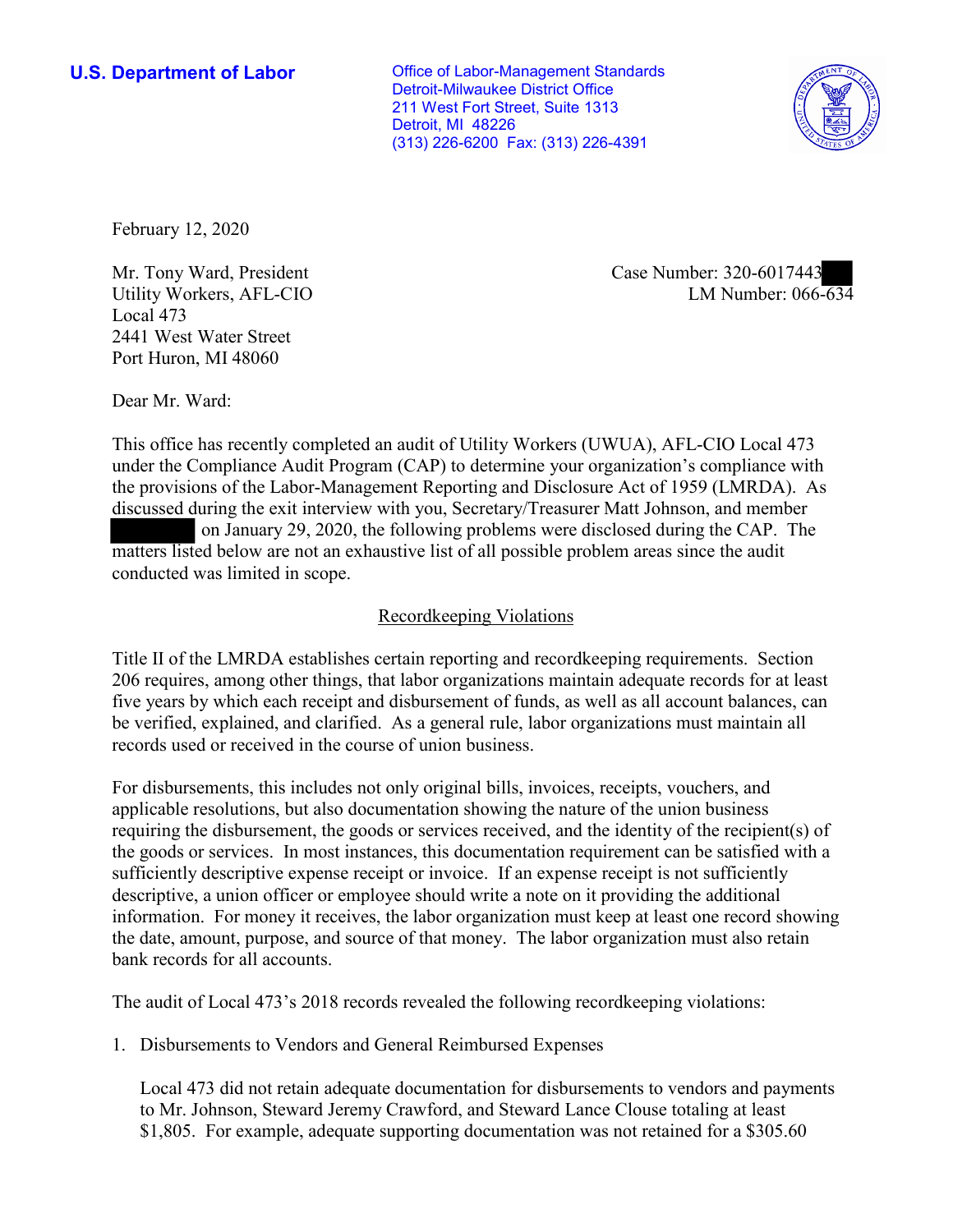**U.S. Department of Labor**

Office of Labor-Management Standards
Detroit-Milwaukee District Office
211 West Fort Street, Suite 1313
Detroit, MI 48226
(313) 226-6200 Fax: (313) 226-4391

February 12, 2020

Mr. Tony Ward, President
Utility Workers, AFL-CIO
Local 473
2441 West Water Street
Port Huron, MI 48060

Case Number: 320-6017443
LM Number: 066-634

Dear Mr. Ward:

This office has recently completed an audit of Utility Workers (UWUA), AFL-CIO Local 473 under the Compliance Audit Program (CAP) to determine your organization's compliance with the provisions of the Labor-Management Reporting and Disclosure Act of 1959 (LMRDA). As discussed during the exit interview with you, Secretary/Treasurer Matt Johnson, and member on January 29, 2020, the following problems were disclosed during the CAP. The matters listed below are not an exhaustive list of all possible problem areas since the audit conducted was limited in scope.

## Recordkeeping Violations

Title II of the LMRDA establishes certain reporting and recordkeeping requirements. Section 206 requires, among other things, that labor organizations maintain adequate records for at least five years by which each receipt and disbursement of funds, as well as all account balances, can be verified, explained, and clarified. As a general rule, labor organizations must maintain all records used or received in the course of union business.

For disbursements, this includes not only original bills, invoices, receipts, vouchers, and applicable resolutions, but also documentation showing the nature of the union business requiring the disbursement, the goods or services received, and the identity of the recipient(s) of the goods or services. In most instances, this documentation requirement can be satisfied with a sufficiently descriptive expense receipt or invoice. If an expense receipt is not sufficiently descriptive, a union officer or employee should write a note on it providing the additional information. For money it receives, the labor organization must keep at least one record showing the date, amount, purpose, and source of that money. The labor organization must also retain bank records for all accounts.

The audit of Local 473's 2018 records revealed the following recordkeeping violations:

1. Disbursements to Vendors and General Reimbursed Expenses

   Local 473 did not retain adequate documentation for disbursements to vendors and payments to Mr. Johnson, Steward Jeremy Crawford, and Steward Lance Clouse totaling at least $1,805. For example, adequate supporting documentation was not retained for a $305.60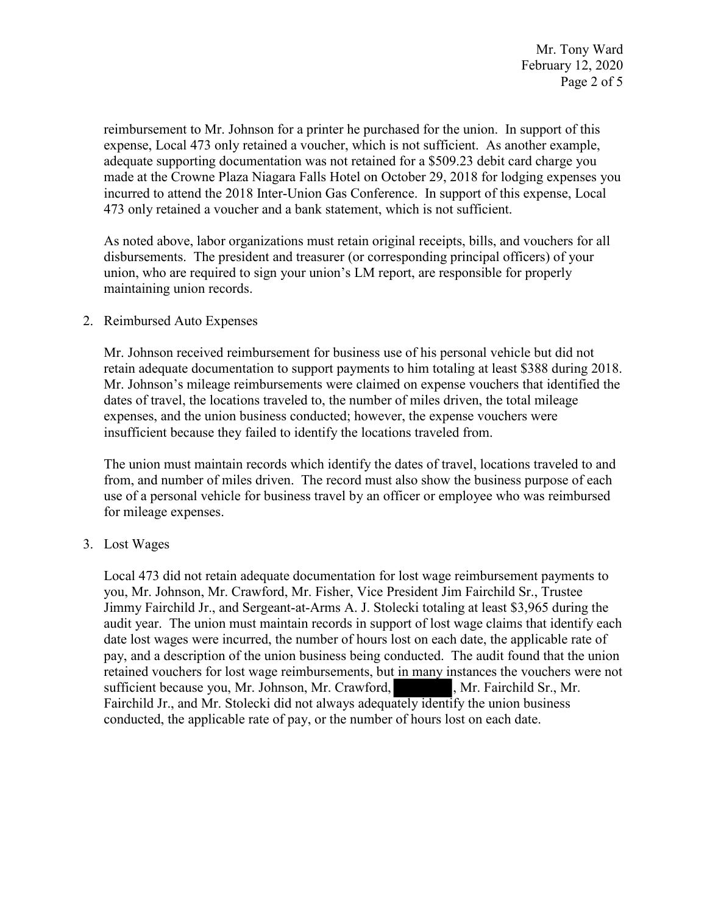reimbursement to Mr. Johnson for a printer he purchased for the union. In support of this expense, Local 473 only retained a voucher, which is not sufficient. As another example, adequate supporting documentation was not retained for a $509.23 debit card charge you made at the Crowne Plaza Niagara Falls Hotel on October 29, 2018 for lodging expenses you incurred to attend the 2018 Inter-Union Gas Conference. In support of this expense, Local 473 only retained a voucher and a bank statement, which is not sufficient.

As noted above, labor organizations must retain original receipts, bills, and vouchers for all disbursements. The president and treasurer (or corresponding principal officers) of your union, who are required to sign your union's LM report, are responsible for properly maintaining union records.

2. Reimbursed Auto Expenses

   Mr. Johnson received reimbursement for business use of his personal vehicle but did not retain adequate documentation to support payments to him totaling at least $388 during 2018. Mr. Johnson's mileage reimbursements were claimed on expense vouchers that identified the dates of travel, the locations traveled to, the number of miles driven, the total mileage expenses, and the union business conducted; however, the expense vouchers were insufficient because they failed to identify the locations traveled from.

   The union must maintain records which identify the dates of travel, locations traveled to and from, and number of miles driven. The record must also show the business purpose of each use of a personal vehicle for business travel by an officer or employee who was reimbursed for mileage expenses.

3. Lost Wages

   Local 473 did not retain adequate documentation for lost wage reimbursement payments to you, Mr. Johnson, Mr. Crawford, Mr. Fisher, Vice President Jim Fairchild Sr., Trustee Jimmy Fairchild Jr., and Sergeant-at-Arms A. J. Stolecki totaling at least $3,965 during the audit year. The union must maintain records in support of lost wage claims that identify each date lost wages were incurred, the number of hours lost on each date, the applicable rate of pay, and a description of the union business being conducted. The audit found that the union retained vouchers for lost wage reimbursements, but in many instances the vouchers were not sufficient because you, Mr. Johnson, Mr. Crawford, [REDACTED], Mr. Fairchild Sr., Mr. Fairchild Jr., and Mr. Stolecki did not always adequately identify the union business conducted, the applicable rate of pay, or the number of hours lost on each date.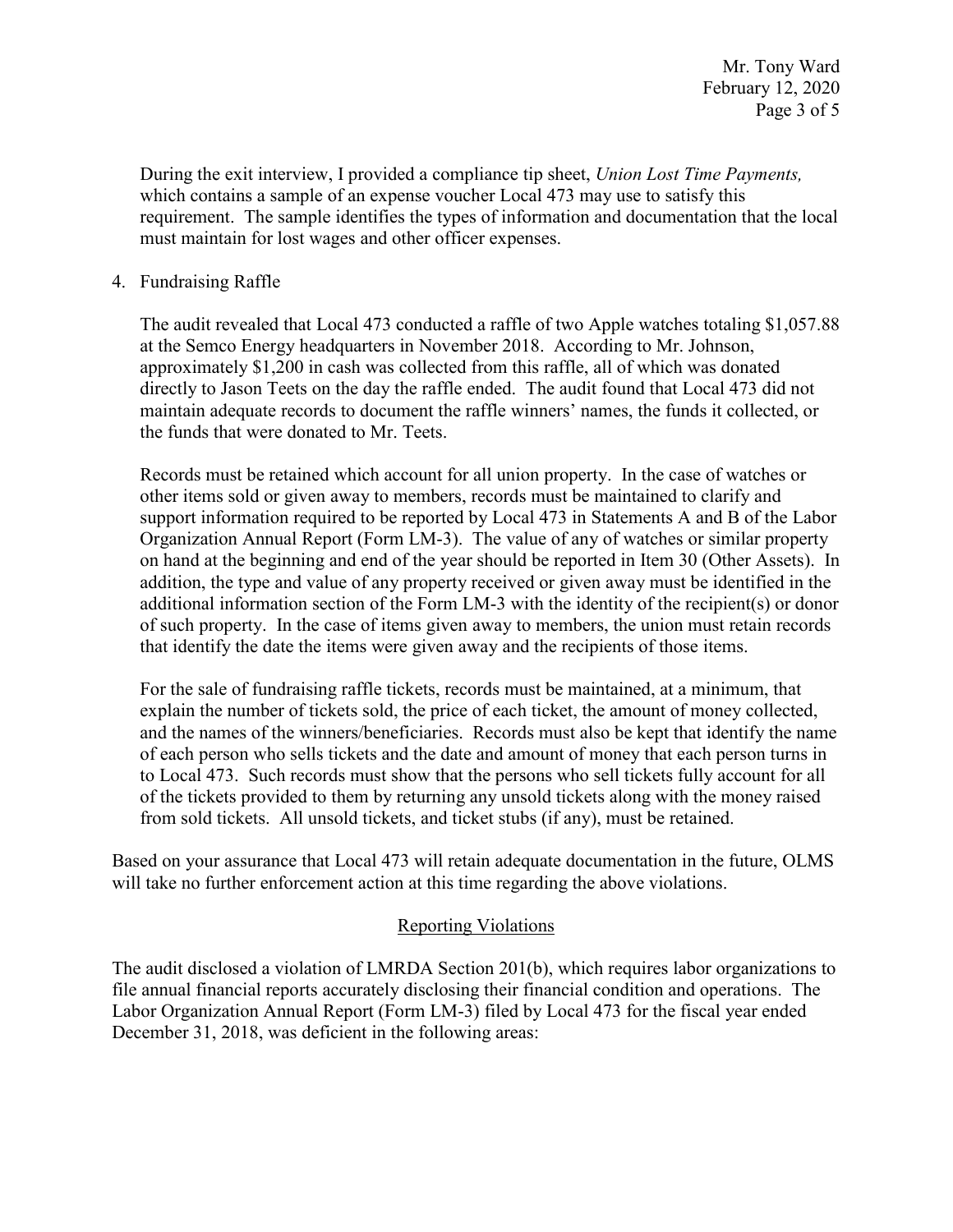During the exit interview, I provided a compliance tip sheet, *Union Lost Time Payments,* which contains a sample of an expense voucher Local 473 may use to satisfy this requirement. The sample identifies the types of information and documentation that the local must maintain for lost wages and other officer expenses.

4. Fundraising Raffle

   The audit revealed that Local 473 conducted a raffle of two Apple watches totaling $1,057.88 at the Semco Energy headquarters in November 2018. According to Mr. Johnson, approximately $1,200 in cash was collected from this raffle, all of which was donated directly to Jason Teets on the day the raffle ended. The audit found that Local 473 did not maintain adequate records to document the raffle winners' names, the funds it collected, or the funds that were donated to Mr. Teets.

   Records must be retained which account for all union property. In the case of watches or other items sold or given away to members, records must be maintained to clarify and support information required to be reported by Local 473 in Statements A and B of the Labor Organization Annual Report (Form LM-3). The value of any of watches or similar property on hand at the beginning and end of the year should be reported in Item 30 (Other Assets). In addition, the type and value of any property received or given away must be identified in the additional information section of the Form LM-3 with the identity of the recipient(s) or donor of such property. In the case of items given away to members, the union must retain records that identify the date the items were given away and the recipients of those items.

   For the sale of fundraising raffle tickets, records must be maintained, at a minimum, that explain the number of tickets sold, the price of each ticket, the amount of money collected, and the names of the winners/beneficiaries. Records must also be kept that identify the name of each person who sells tickets and the date and amount of money that each person turns in to Local 473. Such records must show that the persons who sell tickets fully account for all of the tickets provided to them by returning any unsold tickets along with the money raised from sold tickets. All unsold tickets, and ticket stubs (if any), must be retained.

Based on your assurance that Local 473 will retain adequate documentation in the future, OLMS will take no further enforcement action at this time regarding the above violations.

## Reporting Violations

The audit disclosed a violation of LMRDA Section 201(b), which requires labor organizations to file annual financial reports accurately disclosing their financial condition and operations. The Labor Organization Annual Report (Form LM-3) filed by Local 473 for the fiscal year ended December 31, 2018, was deficient in the following areas: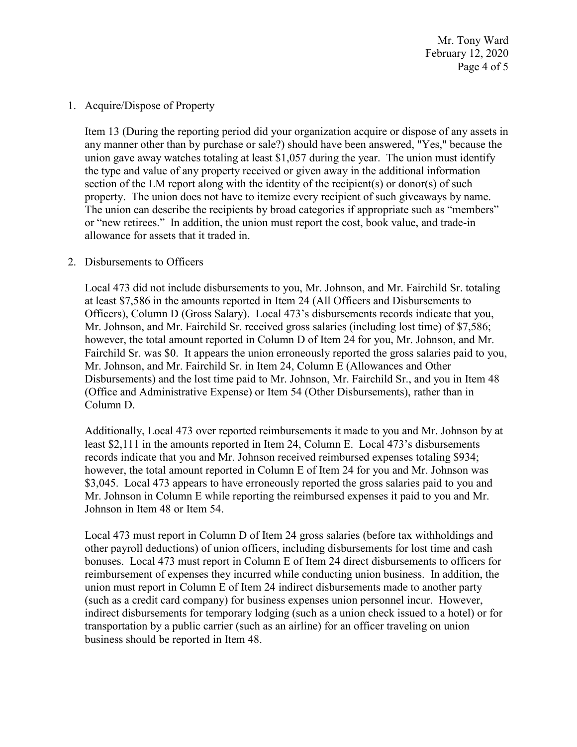1. Acquire/Dispose of Property

   Item 13 (During the reporting period did your organization acquire or dispose of any assets in any manner other than by purchase or sale?) should have been answered, "Yes," because the union gave away watches totaling at least $1,057 during the year. The union must identify the type and value of any property received or given away in the additional information section of the LM report along with the identity of the recipient(s) or donor(s) of such property. The union does not have to itemize every recipient of such giveaways by name. The union can describe the recipients by broad categories if appropriate such as "members" or "new retirees." In addition, the union must report the cost, book value, and trade-in allowance for assets that it traded in.

2. Disbursements to Officers

   Local 473 did not include disbursements to you, Mr. Johnson, and Mr. Fairchild Sr. totaling at least $7,586 in the amounts reported in Item 24 (All Officers and Disbursements to Officers), Column D (Gross Salary). Local 473's disbursements records indicate that you, Mr. Johnson, and Mr. Fairchild Sr. received gross salaries (including lost time) of $7,586; however, the total amount reported in Column D of Item 24 for you, Mr. Johnson, and Mr. Fairchild Sr. was $0. It appears the union erroneously reported the gross salaries paid to you, Mr. Johnson, and Mr. Fairchild Sr. in Item 24, Column E (Allowances and Other Disbursements) and the lost time paid to Mr. Johnson, Mr. Fairchild Sr., and you in Item 48 (Office and Administrative Expense) or Item 54 (Other Disbursements), rather than in Column D.

   Additionally, Local 473 over reported reimbursements it made to you and Mr. Johnson by at least $2,111 in the amounts reported in Item 24, Column E. Local 473's disbursements records indicate that you and Mr. Johnson received reimbursed expenses totaling $934; however, the total amount reported in Column E of Item 24 for you and Mr. Johnson was $3,045. Local 473 appears to have erroneously reported the gross salaries paid to you and Mr. Johnson in Column E while reporting the reimbursed expenses it paid to you and Mr. Johnson in Item 48 or Item 54.

   Local 473 must report in Column D of Item 24 gross salaries (before tax withholdings and other payroll deductions) of union officers, including disbursements for lost time and cash bonuses. Local 473 must report in Column E of Item 24 direct disbursements to officers for reimbursement of expenses they incurred while conducting union business. In addition, the union must report in Column E of Item 24 indirect disbursements made to another party (such as a credit card company) for business expenses union personnel incur. However, indirect disbursements for temporary lodging (such as a union check issued to a hotel) or for transportation by a public carrier (such as an airline) for an officer traveling on union business should be reported in Item 48.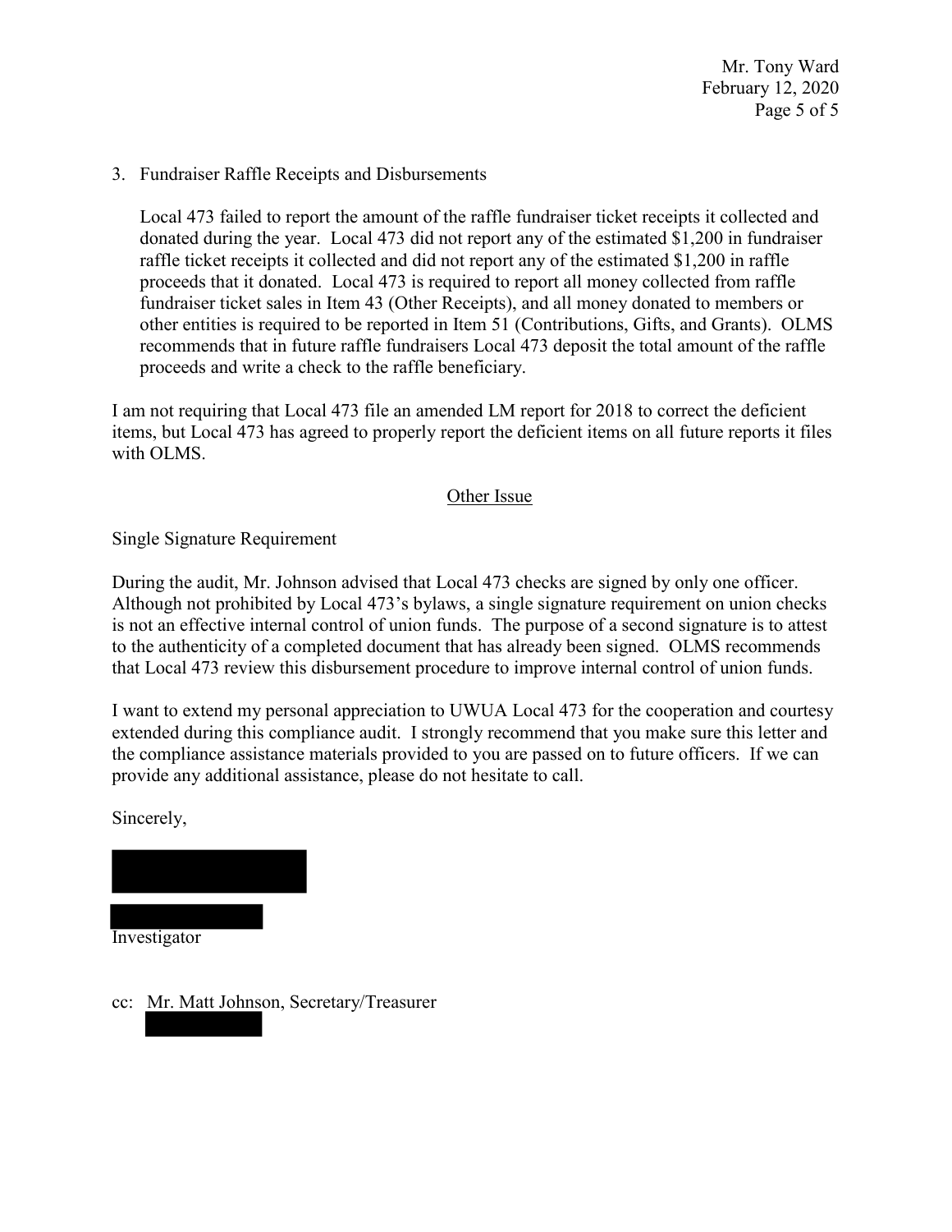3. Fundraiser Raffle Receipts and Disbursements

   Local 473 failed to report the amount of the raffle fundraiser ticket receipts it collected and donated during the year. Local 473 did not report any of the estimated $1,200 in fundraiser raffle ticket receipts it collected and did not report any of the estimated $1,200 in raffle proceeds that it donated. Local 473 is required to report all money collected from raffle fundraiser ticket sales in Item 43 (Other Receipts), and all money donated to members or other entities is required to be reported in Item 51 (Contributions, Gifts, and Grants). OLMS recommends that in future raffle fundraisers Local 473 deposit the total amount of the raffle proceeds and write a check to the raffle beneficiary.

I am not requiring that Local 473 file an amended LM report for 2018 to correct the deficient items, but Local 473 has agreed to properly report the deficient items on all future reports it files with OLMS.

## Other Issue

Single Signature Requirement

During the audit, Mr. Johnson advised that Local 473 checks are signed by only one officer. Although not prohibited by Local 473's bylaws, a single signature requirement on union checks is not an effective internal control of union funds. The purpose of a second signature is to attest to the authenticity of a completed document that has already been signed. OLMS recommends that Local 473 review this disbursement procedure to improve internal control of union funds.

I want to extend my personal appreciation to UWUA Local 473 for the cooperation and courtesy extended during this compliance audit. I strongly recommend that you make sure this letter and the compliance assistance materials provided to you are passed on to future officers. If we can provide any additional assistance, please do not hesitate to call.

Sincerely,

Investigator

cc: Mr. Matt Johnson, Secretary/Treasurer